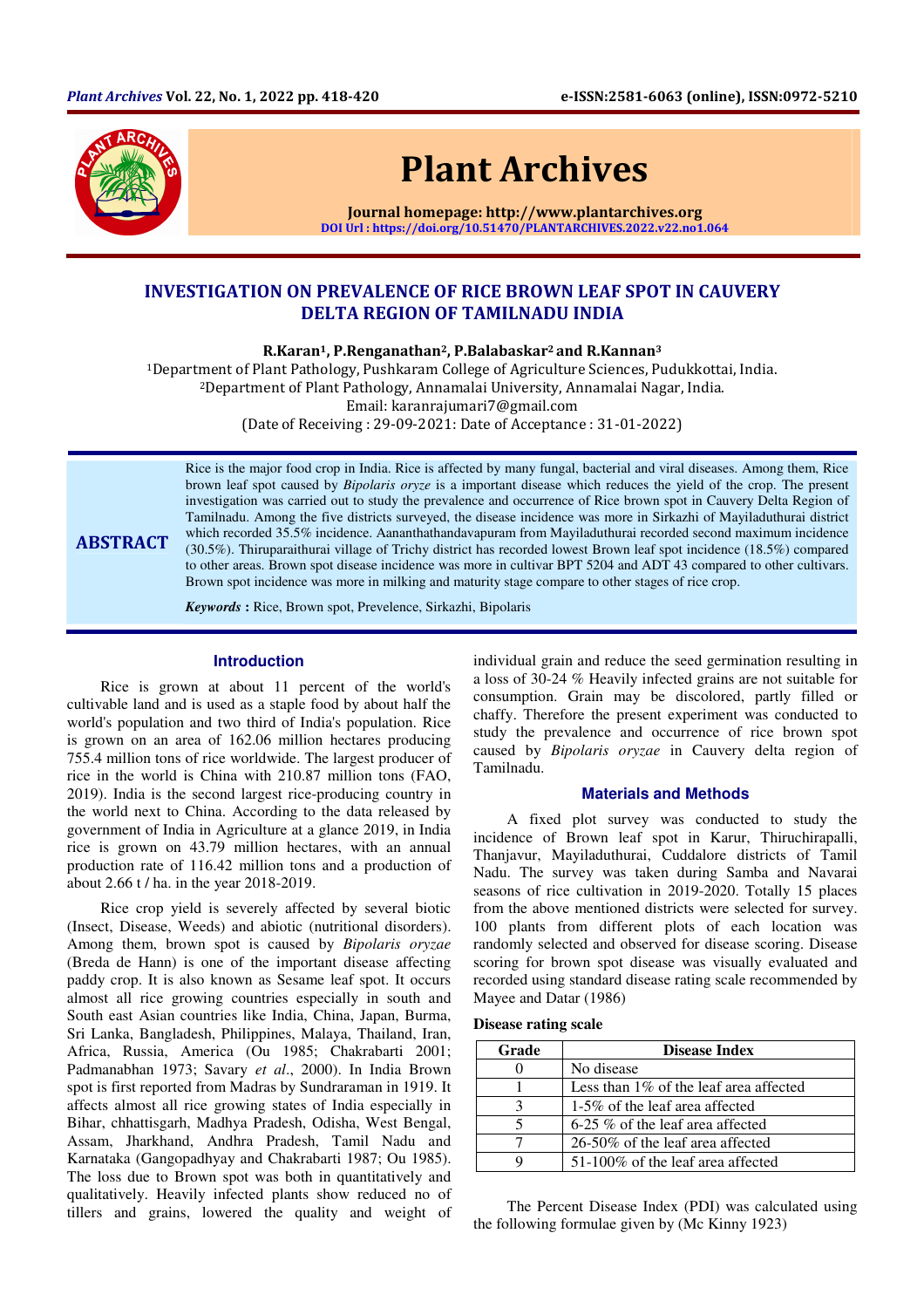# INVESTIGATION ON PREVALENCE OF RICE BROWN LEAF SPOT IN CAUVERY DELTA REGION OF TAMILNADU INDIA

**R.Karan[1], P.Renganathan[2], P.Balabaskar[2] and R.Kannan[3]**

[1]Department of Plant Pathology, Pushkaram College of Agriculture Sciences, Pudukkottai, India.
[2]Department of Plant Pathology, Annamalai University, Annamalai Nagar, India.
Email: karanrajumari7@gmail.com
(Date of Receiving : 29-09-2021: Date of Acceptance : 31-01-2022)

## ABSTRACT

Rice is the major food crop in India. Rice is affected by many fungal, bacterial and viral diseases. Among them, Rice brown leaf spot caused by *Bipolaris oryze* is a important disease which reduces the yield of the crop. The present investigation was carried out to study the prevalence and occurrence of Rice brown spot in Cauvery Delta Region of Tamilnadu. Among the five districts surveyed, the disease incidence was more in Sirkazhi of Mayiladuthurai district which recorded 35.5% incidence. Aananthathandavapuram from Mayiladuthurai recorded second maximum incidence (30.5%). Thiruparaithurai village of Trichy district has recorded lowest Brown leaf spot incidence (18.5%) compared to other areas. Brown spot disease incidence was more in cultivar BPT 5204 and ADT 43 compared to other cultivars. Brown spot incidence was more in milking and maturity stage compare to other stages of rice crop.

***Keywords*** **:** Rice, Brown spot, Prevelence, Sirkazhi, Bipolaris

## Introduction

Rice is grown at about 11 percent of the world's cultivable land and is used as a staple food by about half the world's population and two third of India's population. Rice is grown on an area of 162.06 million hectares producing 755.4 million tons of rice worldwide. The largest producer of rice in the world is China with 210.87 million tons (FAO, 2019). India is the second largest rice-producing country in the world next to China. According to the data released by government of India in Agriculture at a glance 2019, in India rice is grown on 43.79 million hectares, with an annual production rate of 116.42 million tons and a production of about 2.66 t / ha. in the year 2018-2019.

Rice crop yield is severely affected by several biotic (Insect, Disease, Weeds) and abiotic (nutritional disorders). Among them, brown spot is caused by *Bipolaris oryzae* (Breda de Hann) is one of the important disease affecting paddy crop. It is also known as Sesame leaf spot. It occurs almost all rice growing countries especially in south and South east Asian countries like India, China, Japan, Burma, Sri Lanka, Bangladesh, Philippines, Malaya, Thailand, Iran, Africa, Russia, America (Ou 1985; Chakrabarti 2001; Padmanabhan 1973; Savary *et al*., 2000). In India Brown spot is first reported from Madras by Sundraraman in 1919. It affects almost all rice growing states of India especially in Bihar, chhattisgarh, Madhya Pradesh, Odisha, West Bengal, Assam, Jharkhand, Andhra Pradesh, Tamil Nadu and Karnataka (Gangopadhyay and Chakrabarti 1987; Ou 1985). The loss due to Brown spot was both in quantitatively and qualitatively. Heavily infected plants show reduced no of tillers and grains, lowered the quality and weight of individual grain and reduce the seed germination resulting in a loss of 30-24 % Heavily infected grains are not suitable for consumption. Grain may be discolored, partly filled or chaffy. Therefore the present experiment was conducted to study the prevalence and occurrence of rice brown spot caused by *Bipolaris oryzae* in Cauvery delta region of Tamilnadu.

## Materials and Methods

A fixed plot survey was conducted to study the incidence of Brown leaf spot in Karur, Thiruchirapalli, Thanjavur, Mayiladuthurai, Cuddalore districts of Tamil Nadu. The survey was taken during Samba and Navarai seasons of rice cultivation in 2019-2020. Totally 15 places from the above mentioned districts were selected for survey. 100 plants from different plots of each location was randomly selected and observed for disease scoring. Disease scoring for brown spot disease was visually evaluated and recorded using standard disease rating scale recommended by Mayee and Datar (1986)

**Disease rating scale**

| Grade | Disease Index |
|---|---|
| 0 | No disease |
| 1 | Less than 1% of the leaf area affected |
| 3 | 1-5% of the leaf area affected |
| 5 | 6-25 % of the leaf area affected |
| 7 | 26-50% of the leaf area affected |
| 9 | 51-100% of the leaf area affected |

The Percent Disease Index (PDI) was calculated using the following formulae given by (Mc Kinny 1923)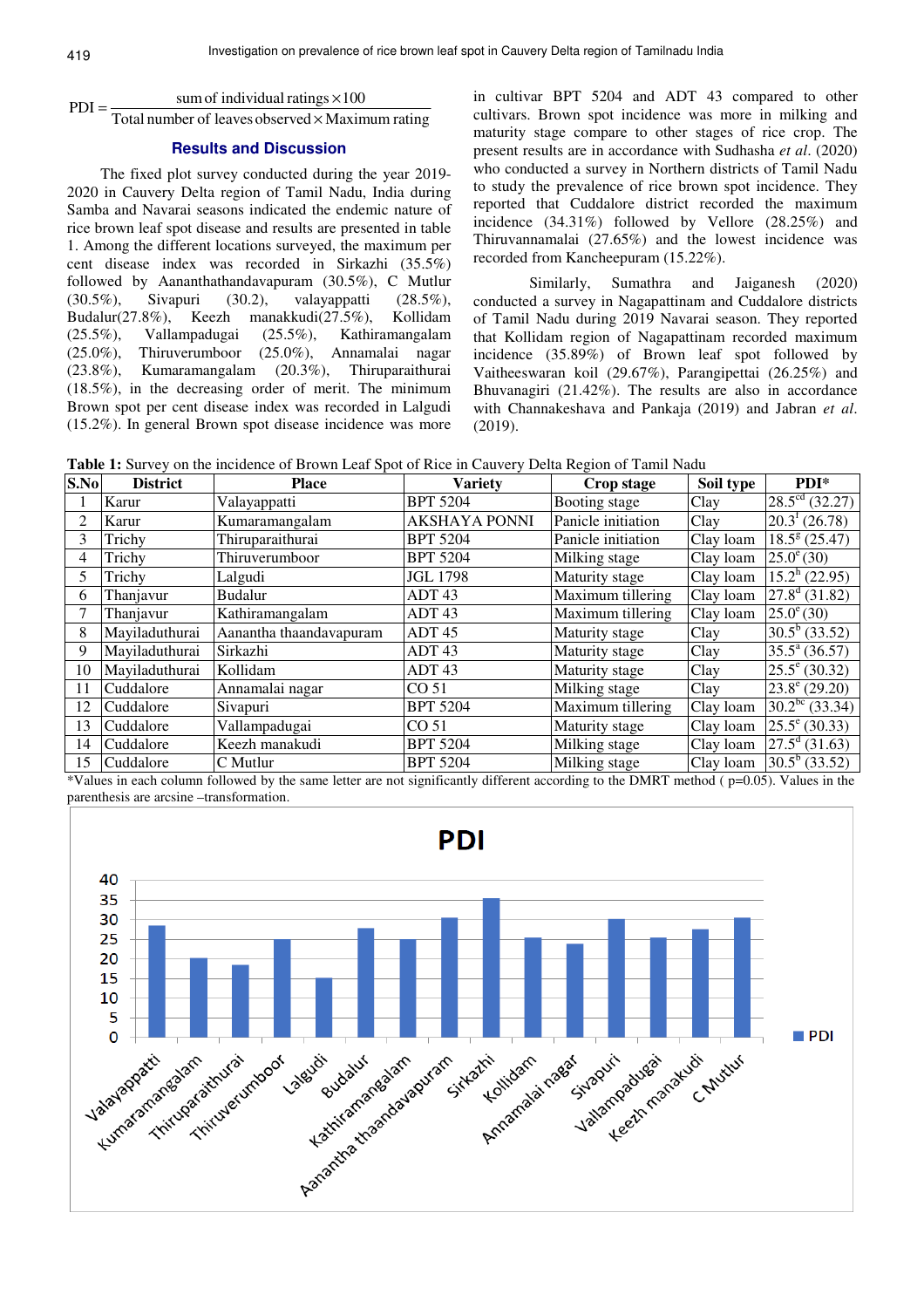$$PDI = \frac{\text{sum of individual ratings} \times 100}{\text{Total number of leaves observed} \times \text{Maximum rating}}$$

## Results and Discussion

The fixed plot survey conducted during the year 2019-2020 in Cauvery Delta region of Tamil Nadu, India during Samba and Navarai seasons indicated the endemic nature of rice brown leaf spot disease and results are presented in table 1. Among the different locations surveyed, the maximum per cent disease index was recorded in Sirkazhi (35.5%) followed by Aananthathandavapuram (30.5%), C Mutlur (30.5%), Sivapuri (30.2), valayappatti (28.5%), Budalur(27.8%), Keezh manakkudi(27.5%), Kollidam (25.5%), Vallampadugai (25.5%), Kathiramangalam (25.0%), Thiruverumboor (25.0%), Annamalai nagar (23.8%), Kumaramangalam (20.3%), Thiruparaithurai (18.5%), in the decreasing order of merit. The minimum Brown spot per cent disease index was recorded in Lalgudi (15.2%). In general Brown spot disease incidence was more in cultivar BPT 5204 and ADT 43 compared to other cultivars. Brown spot incidence was more in milking and maturity stage compare to other stages of rice crop. The present results are in accordance with Sudhasha *et al.* (2020) who conducted a survey in Northern districts of Tamil Nadu to study the prevalence of rice brown spot incidence. They reported that Cuddalore district recorded the maximum incidence (34.31%) followed by Vellore (28.25%) and Thiruvannamalai (27.65%) and the lowest incidence was recorded from Kancheepuram (15.22%).

Similarly, Sumathra and Jaiganesh (2020) conducted a survey in Nagapattinam and Cuddalore districts of Tamil Nadu during 2019 Navarai season. They reported that Kollidam region of Nagapattinam recorded maximum incidence (35.89%) of Brown leaf spot followed by Vaitheeswaran koil (29.67%), Parangipettai (26.25%) and Bhuvanagiri (21.42%). The results are also in accordance with Channakeshava and Pankaja (2019) and Jabran *et al.* (2019).

**Table 1:** Survey on the incidence of Brown Leaf Spot of Rice in Cauvery Delta Region of Tamil Nadu

| S.No | District | Place | Variety | Crop stage | Soil type | PDI* |
|---|---|---|---|---|---|---|
| 1 | Karur | Valayappatti | BPT 5204 | Booting stage | Clay | 28.5$^{cd}$ (32.27) |
| 2 | Karur | Kumaramangalam | AKSHAYA PONNI | Panicle initiation | Clay | 20.3$^{f}$ (26.78) |
| 3 | Trichy | Thiruparaithurai | BPT 5204 | Panicle initiation | Clay loam | 18.5$^{g}$ (25.47) |
| 4 | Trichy | Thiruverumboor | BPT 5204 | Milking stage | Clay loam | 25.0$^{e}$ (30) |
| 5 | Trichy | Lalgudi | JGL 1798 | Maturity stage | Clay loam | 15.2$^{h}$ (22.95) |
| 6 | Thanjavur | Budalur | ADT 43 | Maximum tillering | Clay loam | 27.8$^{d}$ (31.82) |
| 7 | Thanjavur | Kathiramangalam | ADT 43 | Maximum tillering | Clay loam | 25.0$^{e}$ (30) |
| 8 | Mayiladuthurai | Aanantha thaandavapuram | ADT 45 | Maturity stage | Clay | 30.5$^{b}$ (33.52) |
| 9 | Mayiladuthurai | Sirkazhi | ADT 43 | Maturity stage | Clay | 35.5$^{a}$ (36.57) |
| 10 | Mayiladuthurai | Kollidam | ADT 43 | Maturity stage | Clay | 25.5$^{e}$ (30.32) |
| 11 | Cuddalore | Annamalai nagar | CO 51 | Milking stage | Clay | 23.8$^{e}$ (29.20) |
| 12 | Cuddalore | Sivapuri | BPT 5204 | Maximum tillering | Clay loam | 30.2$^{bc}$ (33.34) |
| 13 | Cuddalore | Vallampadugai | CO 51 | Maturity stage | Clay loam | 25.5$^{e}$ (30.33) |
| 14 | Cuddalore | Keezh manakudi | BPT 5204 | Milking stage | Clay loam | 27.5$^{d}$ (31.63) |
| 15 | Cuddalore | C Mutlur | BPT 5204 | Milking stage | Clay loam | 30.5$^{b}$ (33.52) |

*Values in each column followed by the same letter are not significantly different according to the DMRT method ( p=0.05). Values in the parenthesis are arcsine –transformation.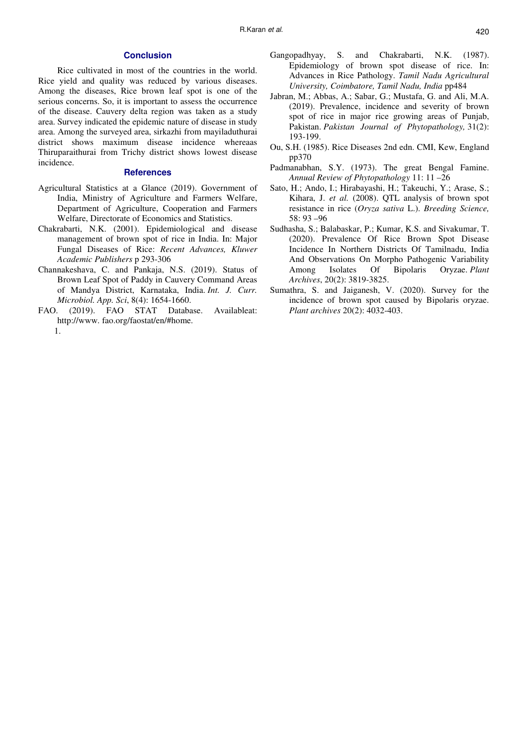## Conclusion

Rice cultivated in most of the countries in the world. Rice yield and quality was reduced by various diseases. Among the diseases, Rice brown leaf spot is one of the serious concerns. So, it is important to assess the occurrence of the disease. Cauvery delta region was taken as a study area. Survey indicated the epidemic nature of disease in study area. Among the surveyed area, sirkazhi from mayiladuthurai district shows maximum disease incidence whereas Thiruparaithurai from Trichy district shows lowest disease incidence.

## References

Agricultural Statistics at a Glance (2019). Government of India, Ministry of Agriculture and Farmers Welfare, Department of Agriculture, Cooperation and Farmers Welfare, Directorate of Economics and Statistics.

Chakrabarti, N.K. (2001). Epidemiological and disease management of brown spot of rice in India. In: Major Fungal Diseases of Rice: *Recent Advances, Kluwer Academic Publishers* p 293-306

Channakeshava, C. and Pankaja, N.S. (2019). Status of Brown Leaf Spot of Paddy in Cauvery Command Areas of Mandya District, Karnataka, India. *Int. J. Curr. Microbiol. App. Sci*, 8(4): 1654-1660.

FAO. (2019). FAO STAT Database. Availableat: http://www. fao.org/faostat/en/#home.

1.

Gangopadhyay, S. and Chakrabarti, N.K. (1987). Epidemiology of brown spot disease of rice. In: Advances in Rice Pathology. *Tamil Nadu Agricultural University, Coimbatore, Tamil Nadu, India* pp484

Jabran, M.; Abbas, A.; Sabar, G.; Mustafa, G. and Ali, M.A. (2019). Prevalence, incidence and severity of brown spot of rice in major rice growing areas of Punjab, Pakistan. *Pakistan Journal of Phytopathology,* 31(2): 193-199.

Ou, S.H. (1985). Rice Diseases 2nd edn. CMI, Kew, England pp370

Padmanabhan, S.Y. (1973). The great Bengal Famine. *Annual Review of Phytopathology* 11: 11 –26

Sato, H.; Ando, I.; Hirabayashi, H.; Takeuchi, Y.; Arase, S.; Kihara, J. *et al.* (2008). QTL analysis of brown spot resistance in rice (*Oryza sativa* L.). *Breeding Science,* 58: 93 –96

Sudhasha, S.; Balabaskar, P.; Kumar, K.S. and Sivakumar, T. (2020). Prevalence Of Rice Brown Spot Disease Incidence In Northern Districts Of Tamilnadu, India And Observations On Morpho Pathogenic Variability Among Isolates Of Bipolaris Oryzae. *Plant Archives*, 20(2): 3819-3825.

Sumathra, S. and Jaiganesh, V. (2020). Survey for the incidence of brown spot caused by Bipolaris oryzae. *Plant archives* 20(2): 4032-403.